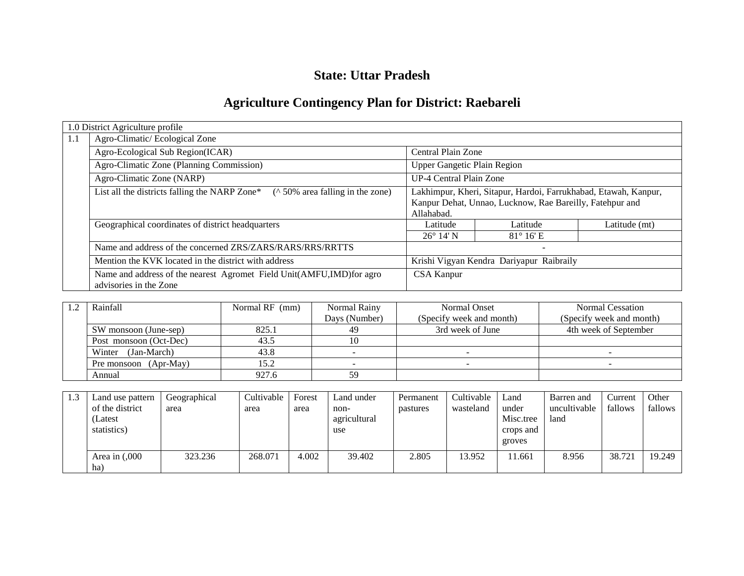# State: Uttar Pradesh

# Agriculture Contingency Plan for District: Raebareli

| 1.0 District Agriculture profile | | | | |
|---|---|---|---|---|
| 1.1 | Agro-Climatic/ Ecological Zone | | | |
| | Agro-Ecological Sub Region(ICAR) | Central Plain Zone | | |
| | Agro-Climatic Zone (Planning Commission) | Upper Gangetic Plain Region | | |
| | Agro-Climatic Zone (NARP) | UP-4 Central Plain Zone | | |
| | List all the districts falling the NARP Zone* (^ 50% area falling in the zone) | Lakhimpur, Kheri, Sitapur, Hardoi, Farrukhabad, Etawah, Kanpur, Kanpur Dehat, Unnao, Lucknow, Rae Bareilly, Fatehpur and Allahabad. | | |
| | Geographical coordinates of district headquarters | Latitude | Latitude | Latitude (mt) |
| | | 26° 14' N | 81° 16' E | |
| | Name and address of the concerned ZRS/ZARS/RARS/RRS/RRTTS | - | | |
| | Mention the KVK located in the district with address | Krishi Vigyan Kendra Dariyapur Raibraily | | |
| | Name and address of the nearest Agromet Field Unit(AMFU,IMD)for agro advisories in the Zone | CSA Kanpur | | |

| 1.2 | Rainfall | Normal RF (mm) | Normal Rainy Days (Number) | Normal Onset (Specify week and month) | Normal Cessation (Specify week and month) |
|---|---|---|---|---|---|
| | SW monsoon (June-sep) | 825.1 | 49 | 3rd week of June | 4th week of September |
| | Post monsoon (Oct-Dec) | 43.5 | 10 | | |
| | Winter (Jan-March) | 43.8 | - | - | - |
| | Pre monsoon (Apr-May) | 15.2 | - | - | - |
| | Annual | 927.6 | 59 | | |

| 1.3 | Land use pattern of the district (Latest statistics) | Geographical area | Cultivable area | Forest area | Land under non-agricultural use | Permanent pastures | Cultivable wasteland | Land under Misc.tree crops and groves | Barren and uncultivable land | Current fallows | Other fallows |
|---|---|---|---|---|---|---|---|---|---|---|---|
| | Area in (,000 ha) | 323.236 | 268.071 | 4.002 | 39.402 | 2.805 | 13.952 | 11.661 | 8.956 | 38.721 | 19.249 |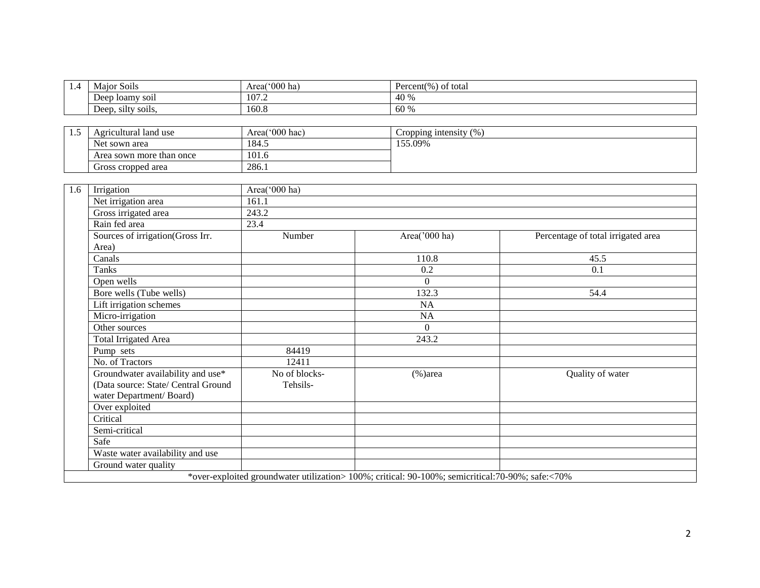| 1.4 | Major Soils | Area('000 ha) | Percent(%) of total |
|---|---|---|---|
| | Deep loamy soil | 107.2 | 40 % |
| | Deep, silty soils, | 160.8 | 60 % |

| 1.5 | Agricultural land use | Area('000 hac) | Cropping intensity (%) |
|---|---|---|---|
| | Net sown area | 184.5 | 155.09% |
| | Area sown more than once | 101.6 | |
| | Gross cropped area | 286.1 | |

| 1.6 | Irrigation | Area('000 ha) | | |
|---|---|---|---|---|
| | Net irrigation area | 161.1 | | |
| | Gross irrigated area | 243.2 | | |
| | Rain fed area | 23.4 | | |
| | Sources of irrigation(Gross Irr. Area) | Number | Area('000 ha) | Percentage of total irrigated area |
| | Canals | | 110.8 | 45.5 |
| | Tanks | | 0.2 | 0.1 |
| | Open wells | | 0 | |
| | Bore wells (Tube wells) | | 132.3 | 54.4 |
| | Lift irrigation schemes | | NA | |
| | Micro-irrigation | | NA | |
| | Other sources | | 0 | |
| | Total Irrigated Area | | 243.2 | |
| | Pump sets | 84419 | | |
| | No. of Tractors | 12411 | | |
| | Groundwater availability and use* (Data source: State/ Central Ground water Department/ Board) | No of blocks-Tehsils- | (%)area | Quality of water |
| | Over exploited | | | |
| | Critical | | | |
| | Semi-critical | | | |
| | Safe | | | |
| | Waste water availability and use | | | |
| | Ground water quality | | | |
| *over-exploited groundwater utilization> 100%; critical: 90-100%; semicritical:70-90%; safe:<70% | | | | |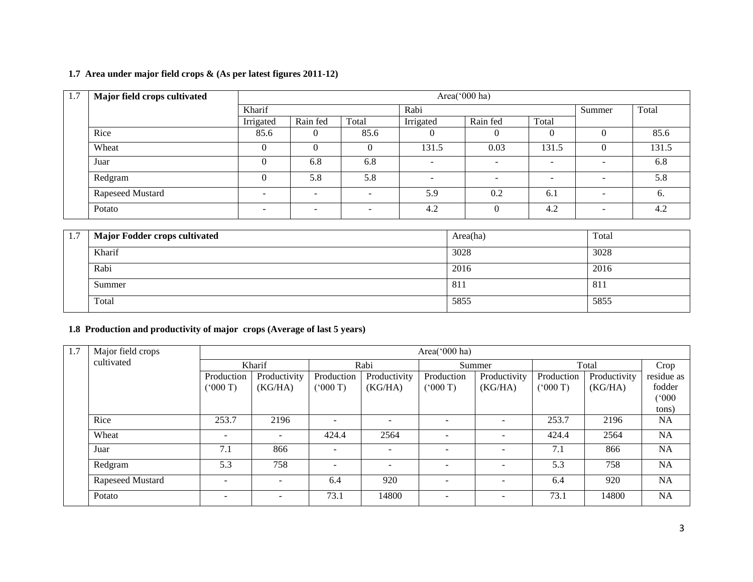**1.7 Area under major field crops & (As per latest figures 2011-12)**

| 1.7 | Major field crops cultivated | Area('000 ha) | | | | | | | |
|---|---|---|---|---|---|---|---|---|---|
| | | Kharif | | | Rabi | | | Summer | Total |
| | | Irrigated | Rain fed | Total | Irrigated | Rain fed | Total | | |
| | Rice | 85.6 | 0 | 85.6 | 0 | 0 | 0 | 0 | 85.6 |
| | Wheat | 0 | 0 | 0 | 131.5 | 0.03 | 131.5 | 0 | 131.5 |
| | Juar | 0 | 6.8 | 6.8 | - | - | - | - | 6.8 |
| | Redgram | 0 | 5.8 | 5.8 | - | - | - | - | 5.8 |
| | Rapeseed Mustard | - | - | - | 5.9 | 0.2 | 6.1 | - | 6. |
| | Potato | - | - | - | 4.2 | 0 | 4.2 | - | 4.2 |

| 1.7 | Major Fodder crops cultivated | Area(ha) | Total |
|---|---|---|---|
| | Kharif | 3028 | 3028 |
| | Rabi | 2016 | 2016 |
| | Summer | 811 | 811 |
| | Total | 5855 | 5855 |

**1.8 Production and productivity of major crops (Average of last 5 years)**

| 1.7 | Major field crops cultivated | Area('000 ha) | | | | | | | | |
|---|---|---|---|---|---|---|---|---|---|---|
| | | Kharif | | Rabi | | Summer | | Total | | Crop residue as fodder ('000 tons) |
| | | Production ('000 T) | Productivity (KG/HA) | Production ('000 T) | Productivity (KG/HA) | Production ('000 T) | Productivity (KG/HA) | Production ('000 T) | Productivity (KG/HA) | |
| | Rice | 253.7 | 2196 | - | - | - | - | 253.7 | 2196 | NA |
| | Wheat | - | - | 424.4 | 2564 | - | - | 424.4 | 2564 | NA |
| | Juar | 7.1 | 866 | - | - | - | - | 7.1 | 866 | NA |
| | Redgram | 5.3 | 758 | - | - | - | - | 5.3 | 758 | NA |
| | Rapeseed Mustard | - | - | 6.4 | 920 | - | - | 6.4 | 920 | NA |
| | Potato | - | - | 73.1 | 14800 | - | - | 73.1 | 14800 | NA |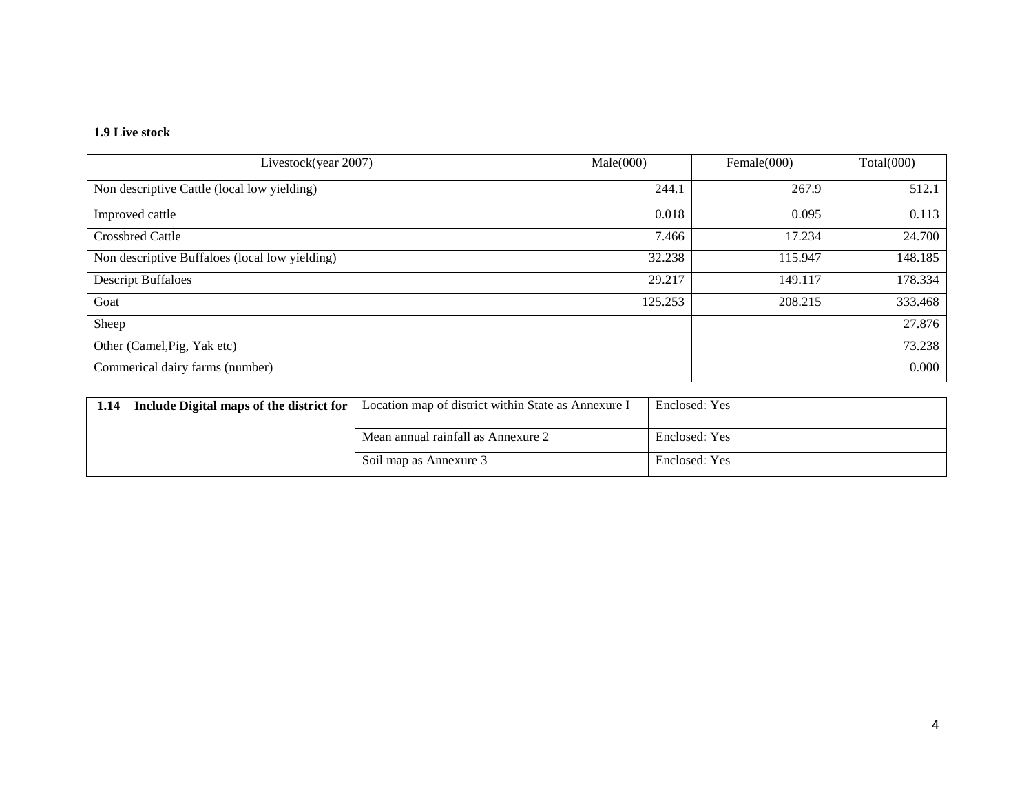**1.9 Live stock**

| Livestock(year 2007) | Male(000) | Female(000) | Total(000) |
|---|---|---|---|
| Non descriptive Cattle (local low yielding) | 244.1 | 267.9 | 512.1 |
| Improved cattle | 0.018 | 0.095 | 0.113 |
| Crossbred Cattle | 7.466 | 17.234 | 24.700 |
| Non descriptive Buffaloes (local low yielding) | 32.238 | 115.947 | 148.185 |
| Descript Buffaloes | 29.217 | 149.117 | 178.334 |
| Goat | 125.253 | 208.215 | 333.468 |
| Sheep | | | 27.876 |
| Other (Camel,Pig, Yak etc) | | | 73.238 |
| Commerical dairy farms (number) | | | 0.000 |

| 1.14 | Include Digital maps of the district for | Location map of district within State as Annexure I | Enclosed: Yes |
|---|---|---|---|
| | | Mean annual rainfall as Annexure 2 | Enclosed: Yes |
| | | Soil map as Annexure 3 | Enclosed: Yes |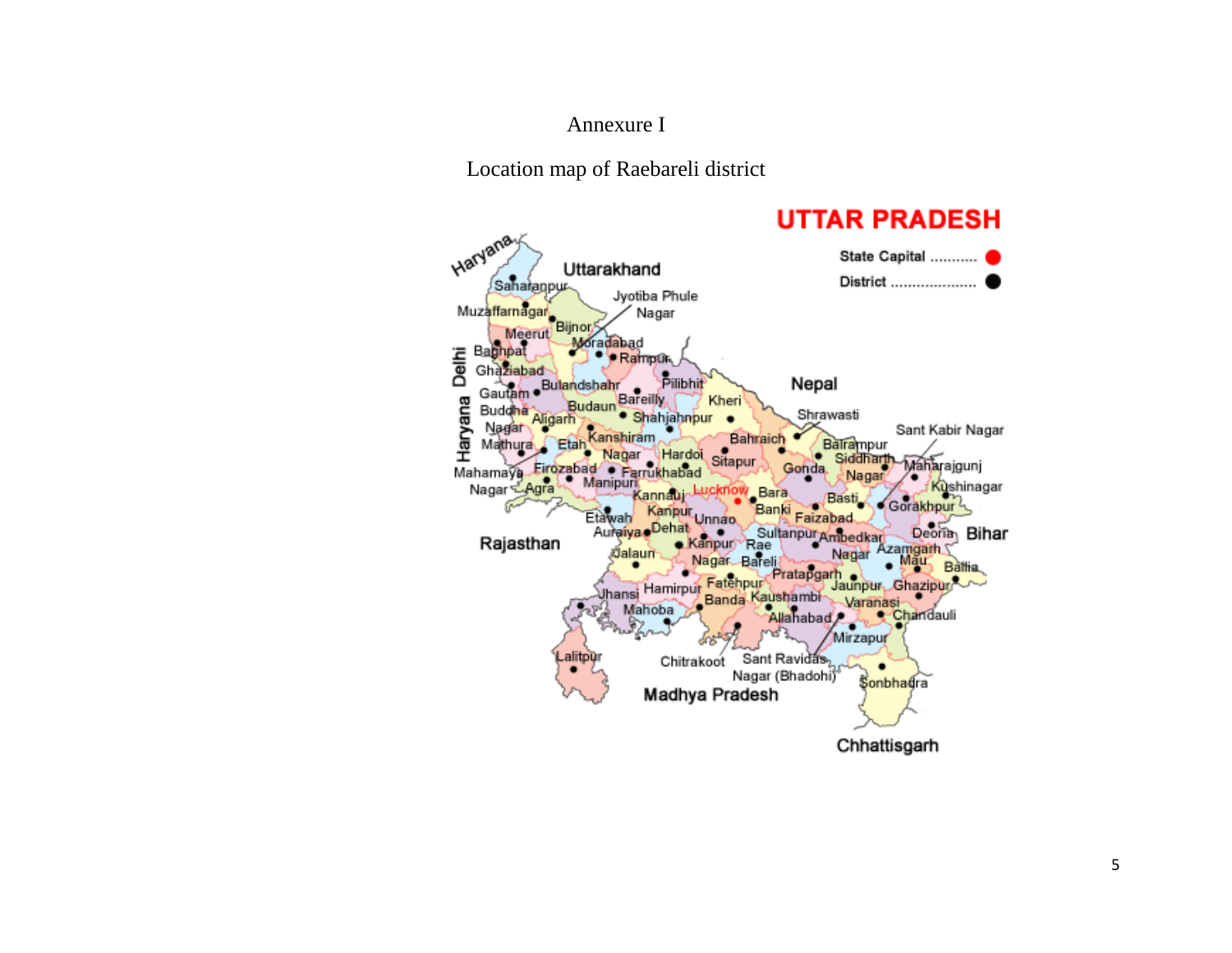Annexure I

Location map of Raebareli district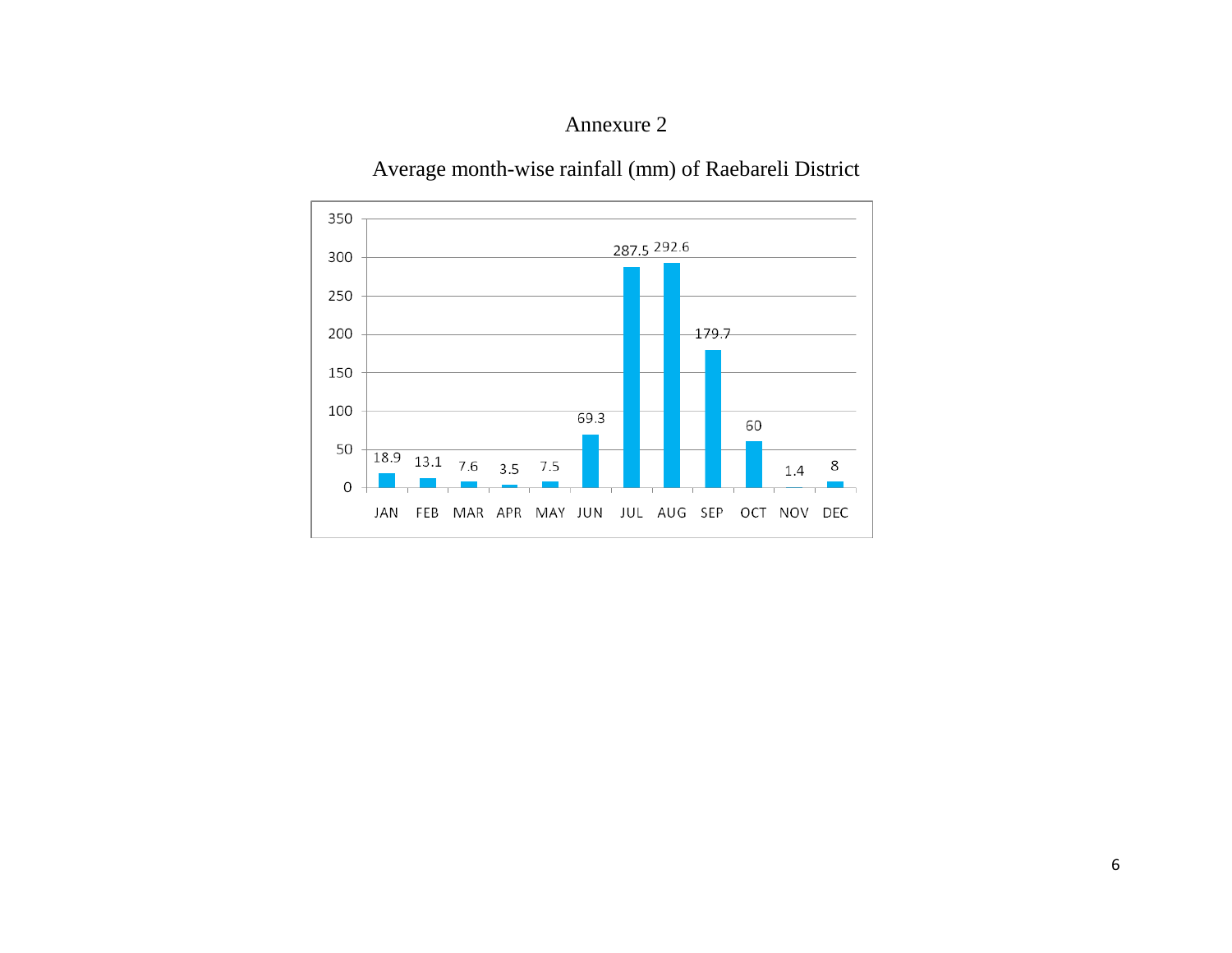Annexure 2

Average month-wise rainfall (mm) of Raebareli District

| Month | Rainfall (mm) |
|---|---|
| JAN | 18.9 |
| FEB | 13.1 |
| MAR | 7.6 |
| APR | 3.5 |
| MAY | 7.5 |
| JUN | 69.3 |
| JUL | 287.5 |
| AUG | 292.6 |
| SEP | 179.7 |
| OCT | 60 |
| NOV | 1.4 |
| DEC | 8 |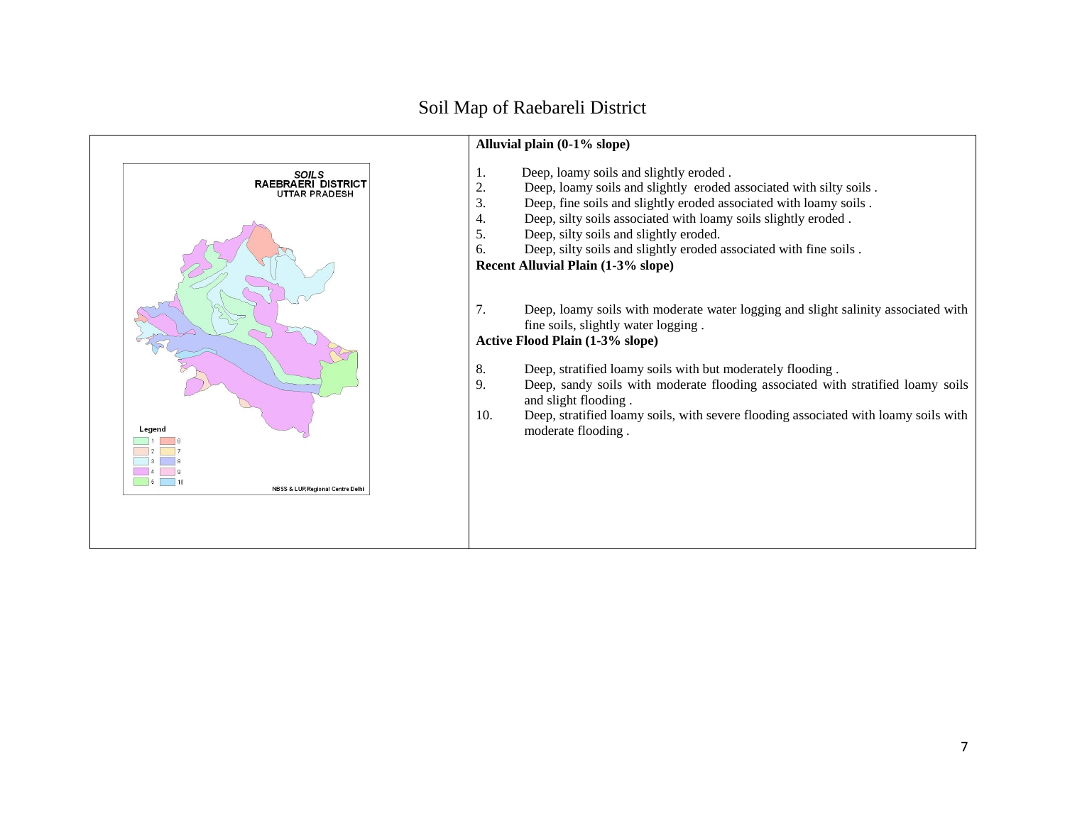# Soil Map of Raebareli District

**Alluvial plain (0-1% slope)**

1. Deep, loamy soils and slightly eroded .
2. Deep, loamy soils and slightly eroded associated with silty soils .
3. Deep, fine soils and slightly eroded associated with loamy soils .
4. Deep, silty soils associated with loamy soils slightly eroded .
5. Deep, silty soils and slightly eroded.
6. Deep, silty soils and slightly eroded associated with fine soils .

**Recent Alluvial Plain (1-3% slope)**

7. Deep, loamy soils with moderate water logging and slight salinity associated with fine soils, slightly water logging .

**Active Flood Plain (1-3% slope)**

8. Deep, stratified loamy soils with but moderately flooding .
9. Deep, sandy soils with moderate flooding associated with stratified loamy soils and slight flooding .
10. Deep, stratified loamy soils, with severe flooding associated with loamy soils with moderate flooding .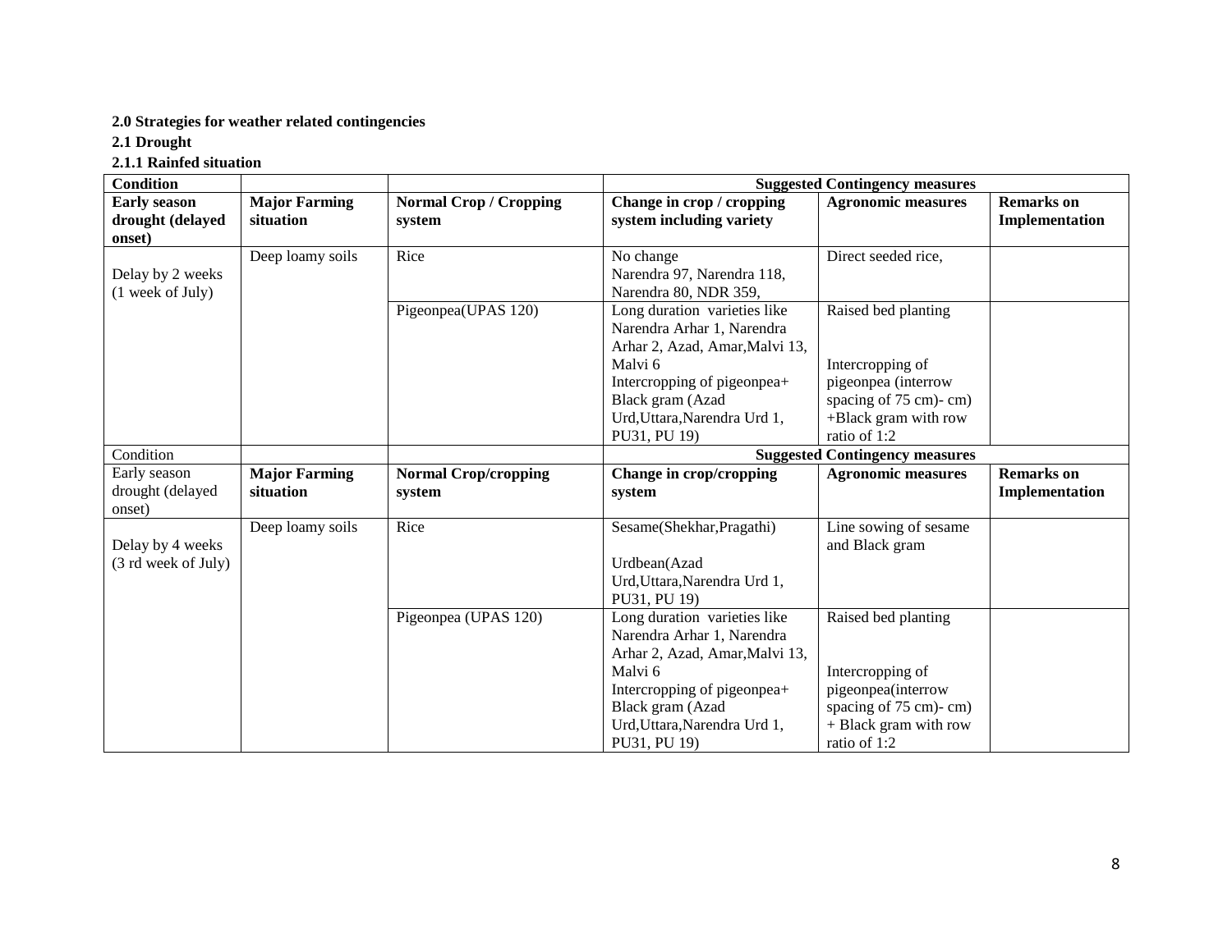**2.0 Strategies for weather related contingencies**

**2.1 Drought**

**2.1.1 Rainfed situation**

| Condition | | | Suggested Contingency measures | | |
|---|---|---|---|---|---|
| **Early season drought (delayed onset)** | **Major Farming situation** | **Normal Crop / Cropping system** | **Change in crop / cropping system including variety** | **Agronomic measures** | **Remarks on Implementation** |
| Delay by 2 weeks (1 week of July) | Deep loamy soils | Rice | No change<br>Narendra 97, Narendra 118, Narendra 80, NDR 359, | Direct seeded rice, | |
| | | Pigeonpea(UPAS 120) | Long duration varieties like Narendra Arhar 1, Narendra Arhar 2, Azad, Amar,Malvi 13, Malvi 6<br>Intercropping of pigeonpea+ Black gram (Azad Urd,Uttara,Narendra Urd 1, PU31, PU 19) | Raised bed planting<br><br>Intercropping of pigeonpea (interrow spacing of 75 cm)- cm) +Black gram with row ratio of 1:2 | |
| Condition | | | Suggested Contingency measures | | |
| Early season drought (delayed onset) | **Major Farming situation** | **Normal Crop/cropping system** | **Change in crop/cropping system** | **Agronomic measures** | **Remarks on Implementation** |
| Delay by 4 weeks (3 rd week of July) | Deep loamy soils | Rice | Sesame(Shekhar,Pragathi)<br><br>Urdbean(Azad Urd,Uttara,Narendra Urd 1, PU31, PU 19) | Line sowing of sesame and Black gram | |
| | | Pigeonpea (UPAS 120) | Long duration varieties like Narendra Arhar 1, Narendra Arhar 2, Azad, Amar,Malvi 13, Malvi 6<br>Intercropping of pigeonpea+ Black gram (Azad Urd,Uttara,Narendra Urd 1, PU31, PU 19) | Raised bed planting<br><br>Intercropping of pigeonpea(interrow spacing of 75 cm)- cm) + Black gram with row ratio of 1:2 | |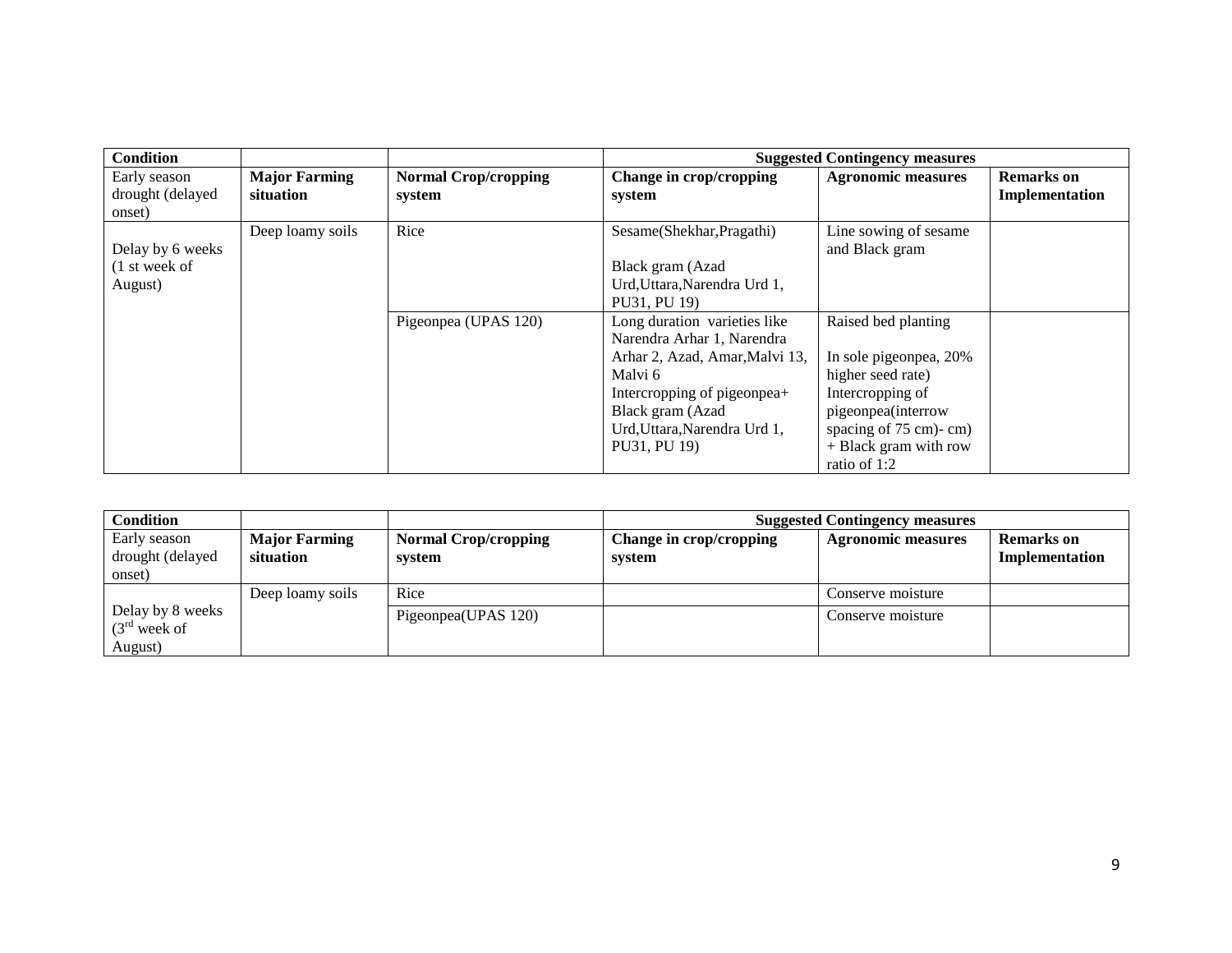| Condition | | | Suggested Contingency measures | | |
|---|---|---|---|---|---|
| Early season drought (delayed onset) | **Major Farming situation** | **Normal Crop/cropping system** | **Change in crop/cropping system** | **Agronomic measures** | **Remarks on Implementation** |
| Delay by 6 weeks (1 st week of August) | Deep loamy soils | Rice | Sesame(Shekhar,Pragathi)<br><br>Black gram (Azad Urd,Uttara,Narendra Urd 1, PU31, PU 19) | Line sowing of sesame and Black gram | |
| | | Pigeonpea (UPAS 120) | Long duration varieties like Narendra Arhar 1, Narendra Arhar 2, Azad, Amar,Malvi 13, Malvi 6<br>Intercropping of pigeonpea+ Black gram (Azad Urd,Uttara,Narendra Urd 1, PU31, PU 19) | Raised bed planting<br><br>In sole pigeonpea, 20% higher seed rate)<br>Intercropping of pigeonpea(interrow spacing of 75 cm)- cm) + Black gram with row ratio of 1:2 | |

| Condition | | | Suggested Contingency measures | | |
|---|---|---|---|---|---|
| Early season drought (delayed onset) | **Major Farming situation** | **Normal Crop/cropping system** | **Change in crop/cropping system** | **Agronomic measures** | **Remarks on Implementation** |
| Delay by 8 weeks (3rd week of August) | Deep loamy soils | Rice | | Conserve moisture | |
| | | Pigeonpea(UPAS 120) | | Conserve moisture | |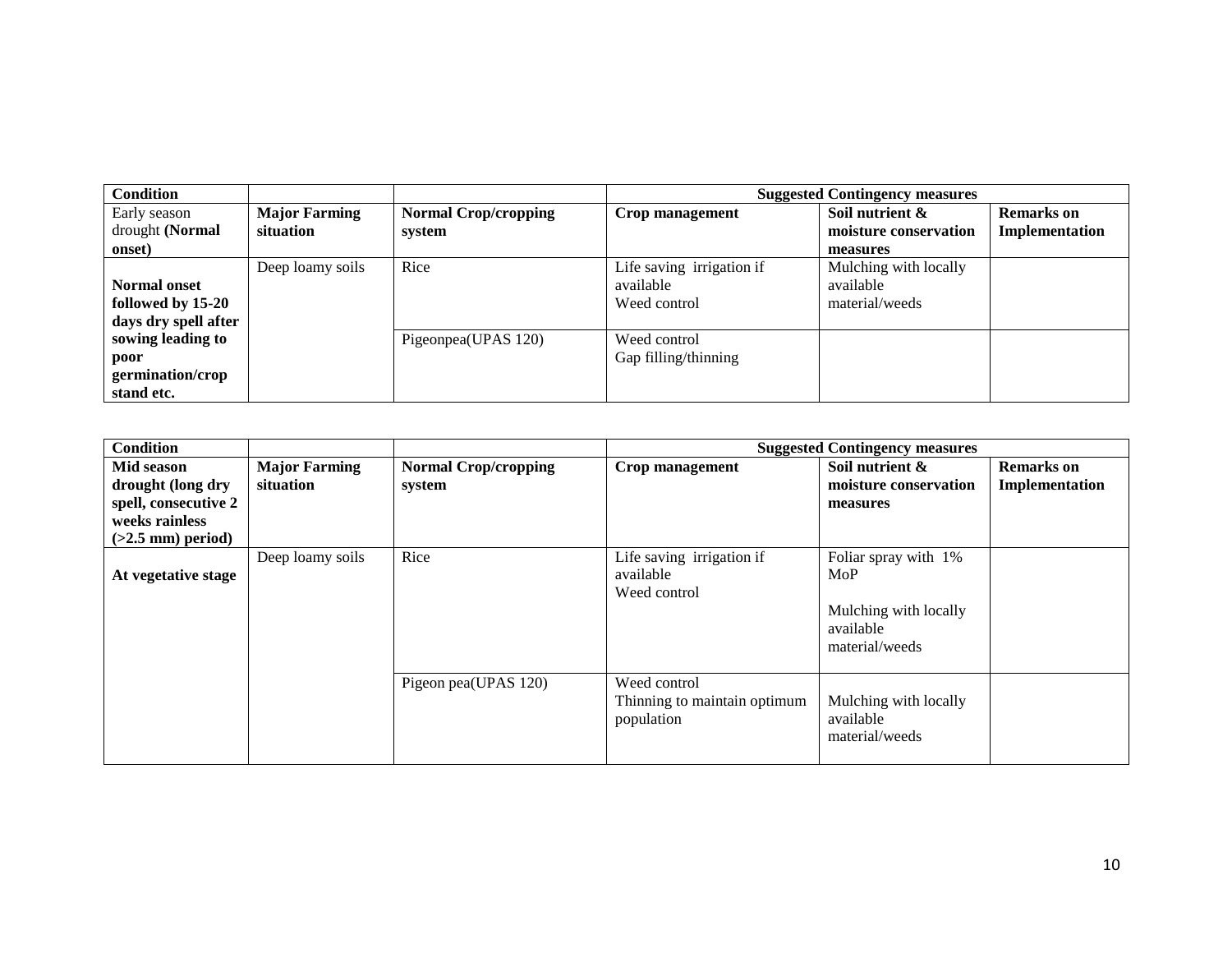| Condition | | | Suggested Contingency measures | | |
|---|---|---|---|---|---|
| Early season drought **(Normal onset)** | **Major Farming situation** | **Normal Crop/cropping system** | **Crop management** | **Soil nutrient & moisture conservation measures** | **Remarks on Implementation** |
| **Normal onset followed by 15-20 days dry spell after sowing leading to poor germination/crop stand etc.** | Deep loamy soils | Rice | Life saving irrigation if available<br>Weed control | Mulching with locally available material/weeds | |
| | | Pigeonpea(UPAS 120) | Weed control<br>Gap filling/thinning | | |

| Condition | | | Suggested Contingency measures | | |
|---|---|---|---|---|---|
| **Mid season drought (long dry spell, consecutive 2 weeks rainless (>2.5 mm) period)** | **Major Farming situation** | **Normal Crop/cropping system** | **Crop management** | **Soil nutrient & moisture conservation measures** | **Remarks on Implementation** |
| **At vegetative stage** | Deep loamy soils | Rice | Life saving irrigation if available<br>Weed control | Foliar spray with 1% MoP<br><br>Mulching with locally available material/weeds | |
| | | Pigeon pea(UPAS 120) | Weed control<br>Thinning to maintain optimum population | Mulching with locally available material/weeds | |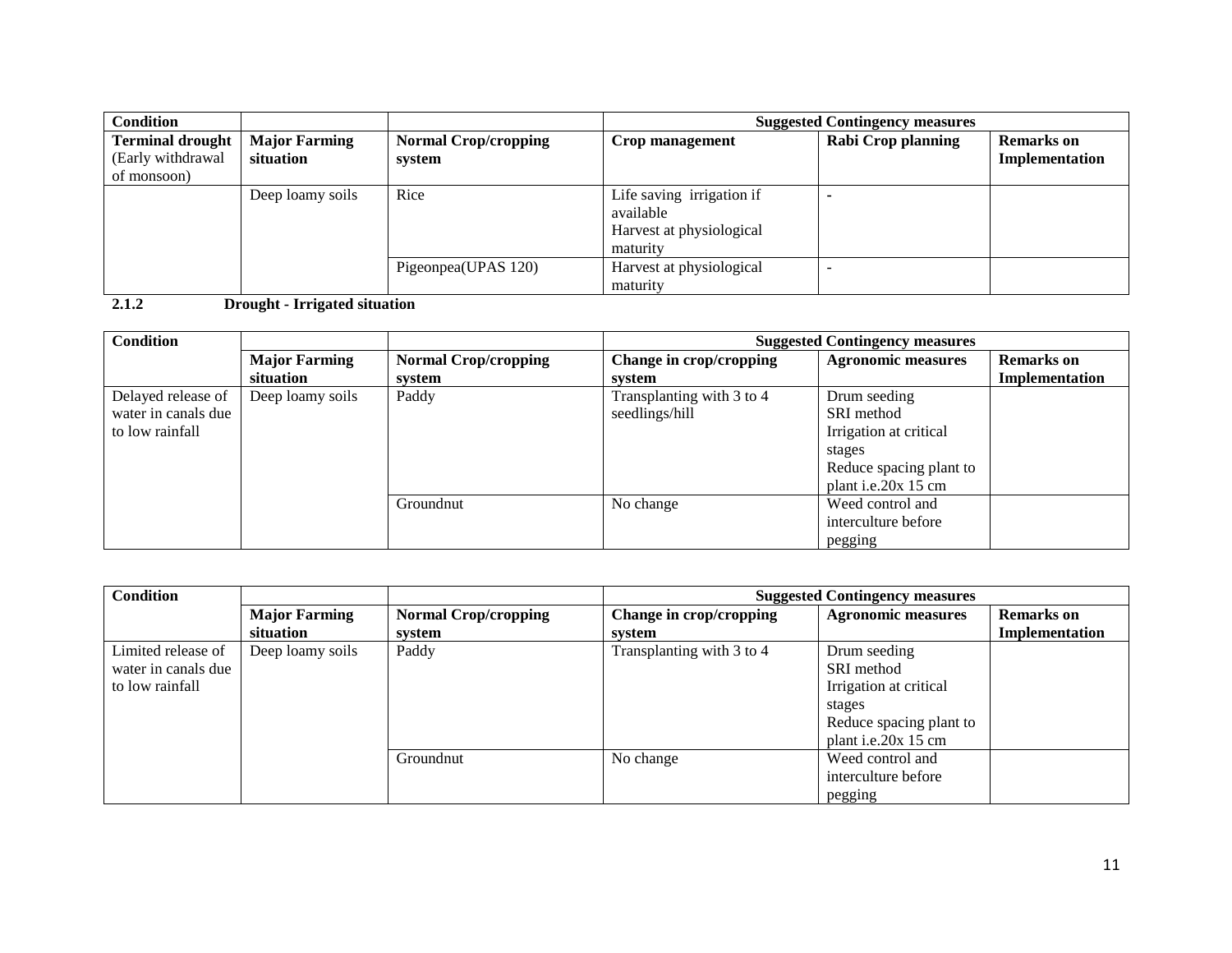| Condition | | | Suggested Contingency measures | | |
|---|---|---|---|---|---|
| **Terminal drought** (Early withdrawal of monsoon) | **Major Farming situation** | **Normal Crop/cropping system** | **Crop management** | **Rabi Crop planning** | **Remarks on Implementation** |
| | Deep loamy soils | Rice | Life saving irrigation if available Harvest at physiological maturity | - | |
| | | Pigeonpea(UPAS 120) | Harvest at physiological maturity | - | |

### 2.1.2 Drought - Irrigated situation

| Condition | | | Suggested Contingency measures | | |
|---|---|---|---|---|---|
| | **Major Farming situation** | **Normal Crop/cropping system** | **Change in crop/cropping system** | **Agronomic measures** | **Remarks on Implementation** |
| Delayed release of water in canals due to low rainfall | Deep loamy soils | Paddy | Transplanting with 3 to 4 seedlings/hill | Drum seeding SRI method Irrigation at critical stages Reduce spacing plant to plant i.e.20x 15 cm | |
| | | Groundnut | No change | Weed control and interculture before pegging | |

| Condition | | | Suggested Contingency measures | | |
|---|---|---|---|---|---|
| | **Major Farming situation** | **Normal Crop/cropping system** | **Change in crop/cropping system** | **Agronomic measures** | **Remarks on Implementation** |
| Limited release of water in canals due to low rainfall | Deep loamy soils | Paddy | Transplanting with 3 to 4 | Drum seeding SRI method Irrigation at critical stages Reduce spacing plant to plant i.e.20x 15 cm | |
| | | Groundnut | No change | Weed control and interculture before pegging | |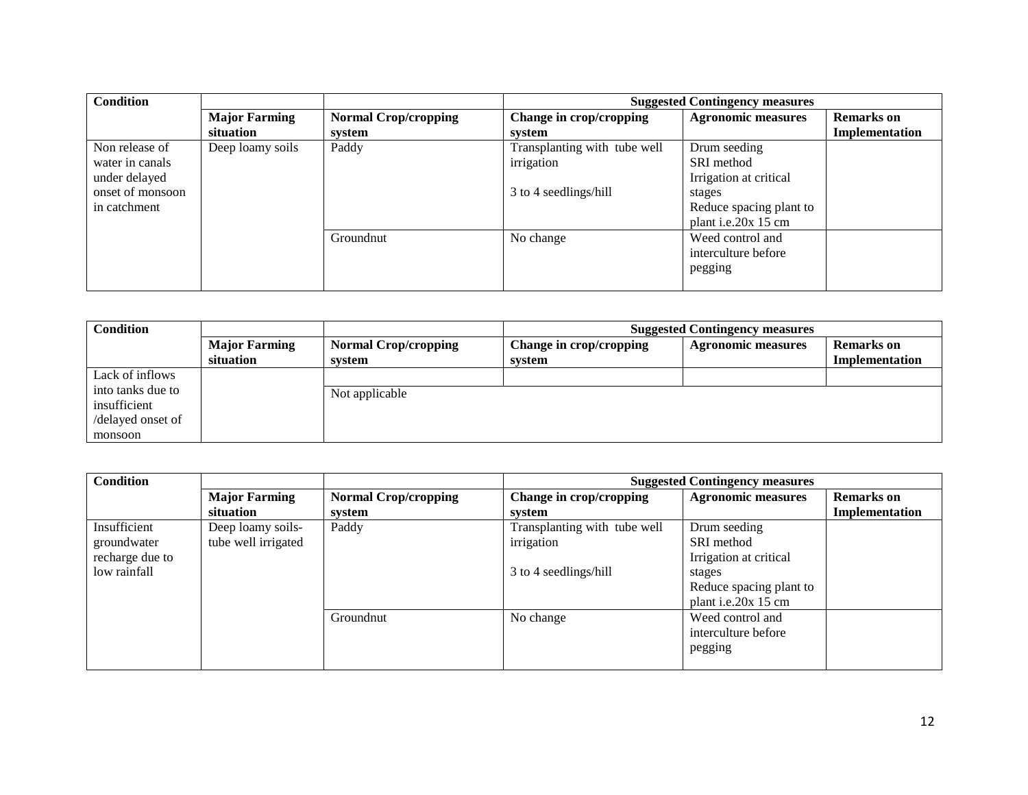| Condition | | | Suggested Contingency measures | | |
|---|---|---|---|---|---|
| | Major Farming situation | Normal Crop/cropping system | Change in crop/cropping system | Agronomic measures | Remarks on Implementation |
| Non release of water in canals under delayed onset of monsoon in catchment | Deep loamy soils | Paddy | Transplanting with tube well irrigation<br><br>3 to 4 seedlings/hill | Drum seeding<br>SRI method<br>Irrigation at critical stages<br>Reduce spacing plant to plant i.e.20x 15 cm | |
| | | Groundnut | No change | Weed control and interculture before pegging | |

| Condition | | | Suggested Contingency measures | | |
|---|---|---|---|---|---|
| | Major Farming situation | Normal Crop/cropping system | Change in crop/cropping system | Agronomic measures | Remarks on Implementation |
| Lack of inflows into tanks due to insufficient /delayed onset of monsoon | | | | | |
| | | Not applicable | | | |

| Condition | | | Suggested Contingency measures | | |
|---|---|---|---|---|---|
| | Major Farming situation | Normal Crop/cropping system | Change in crop/cropping system | Agronomic measures | Remarks on Implementation |
| Insufficient groundwater recharge due to low rainfall | Deep loamy soils-tube well irrigated | Paddy | Transplanting with tube well irrigation<br><br>3 to 4 seedlings/hill | Drum seeding<br>SRI method<br>Irrigation at critical stages<br>Reduce spacing plant to plant i.e.20x 15 cm | |
| | | Groundnut | No change | Weed control and interculture before pegging | |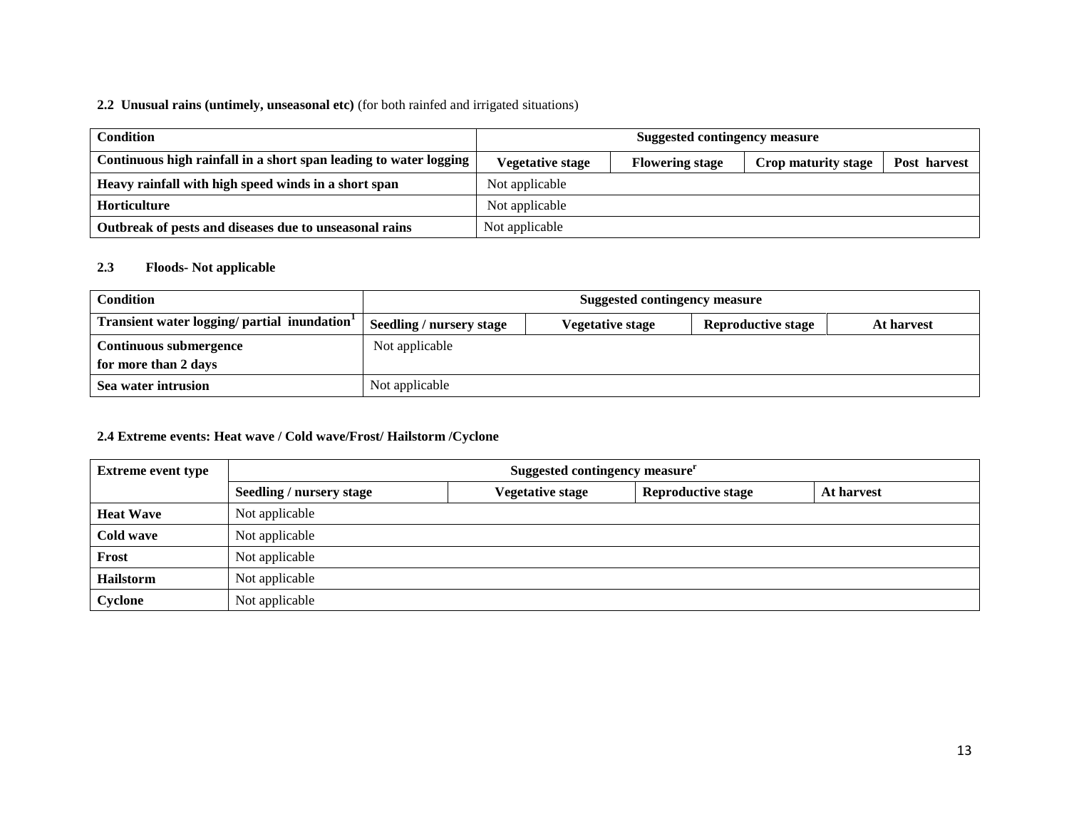**2.2 Unusual rains (untimely, unseasonal etc)** (for both rainfed and irrigated situations)

| Condition | Suggested contingency measure | | | |
|---|---|---|---|---|
| **Continuous high rainfall in a short span leading to water logging** | **Vegetative stage** | **Flowering stage** | **Crop maturity stage** | **Post harvest** |
| **Heavy rainfall with high speed winds in a short span** | Not applicable | | | |
| **Horticulture** | Not applicable | | | |
| **Outbreak of pests and diseases due to unseasonal rains** | Not applicable | | | |

**2.3 Floods- Not applicable**

| Condition | Suggested contingency measure | | | |
|---|---|---|---|---|
| **Transient water logging/ partial inundation[1]** | **Seedling / nursery stage** | **Vegetative stage** | **Reproductive stage** | **At harvest** |
| **Continuous submergence for more than 2 days** | Not applicable | | | |
| **Sea water intrusion** | Not applicable | | | |

**2.4 Extreme events: Heat wave / Cold wave/Frost/ Hailstorm /Cyclone**

| Extreme event type | Suggested contingency measure[r] | | | |
|---|---|---|---|---|
| | **Seedling / nursery stage** | **Vegetative stage** | **Reproductive stage** | **At harvest** |
| **Heat Wave** | Not applicable | | | |
| **Cold wave** | Not applicable | | | |
| **Frost** | Not applicable | | | |
| **Hailstorm** | Not applicable | | | |
| **Cyclone** | Not applicable | | | |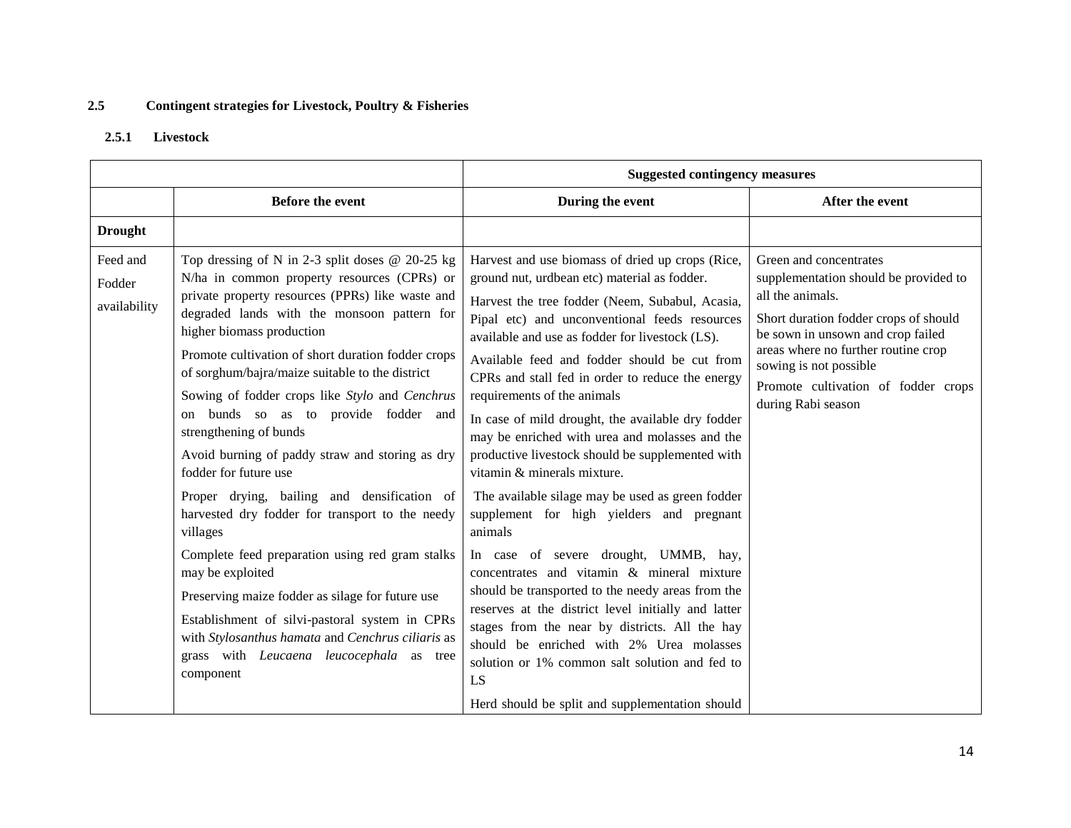### 2.5 Contingent strategies for Livestock, Poultry & Fisheries

#### 2.5.1 Livestock

| | | Suggested contingency measures | |
|---|---|---|---|
| | **Before the event** | **During the event** | **After the event** |
| **Drought** | | | |
| Feed and Fodder availability | Top dressing of N in 2-3 split doses @ 20-25 kg N/ha in common property resources (CPRs) or private property resources (PPRs) like waste and degraded lands with the monsoon pattern for higher biomass production<br><br>Promote cultivation of short duration fodder crops of sorghum/bajra/maize suitable to the district<br><br>Sowing of fodder crops like *Stylo* and *Cenchrus* on bunds so as to provide fodder and strengthening of bunds<br><br>Avoid burning of paddy straw and storing as dry fodder for future use<br><br>Proper drying, bailing and densification of harvested dry fodder for transport to the needy villages<br><br>Complete feed preparation using red gram stalks may be exploited<br><br>Preserving maize fodder as silage for future use<br><br>Establishment of silvi-pastoral system in CPRs with *Stylosanthus hamata* and *Cenchrus ciliaris* as grass with *Leucaena leucocephala* as tree component | Harvest and use biomass of dried up crops (Rice, ground nut, urdbean etc) material as fodder.<br><br>Harvest the tree fodder (Neem, Subabul, Acasia, Pipal etc) and unconventional feeds resources available and use as fodder for livestock (LS).<br><br>Available feed and fodder should be cut from CPRs and stall fed in order to reduce the energy requirements of the animals<br><br>In case of mild drought, the available dry fodder may be enriched with urea and molasses and the productive livestock should be supplemented with vitamin & minerals mixture.<br><br>The available silage may be used as green fodder supplement for high yielders and pregnant animals<br><br>In case of severe drought, UMMB, hay, concentrates and vitamin & mineral mixture should be transported to the needy areas from the reserves at the district level initially and latter stages from the near by districts. All the hay should be enriched with 2% Urea molasses solution or 1% common salt solution and fed to LS<br><br>Herd should be split and supplementation should | Green and concentrates supplementation should be provided to all the animals.<br><br>Short duration fodder crops of should be sown in unsown and crop failed areas where no further routine crop sowing is not possible<br><br>Promote cultivation of fodder crops during Rabi season |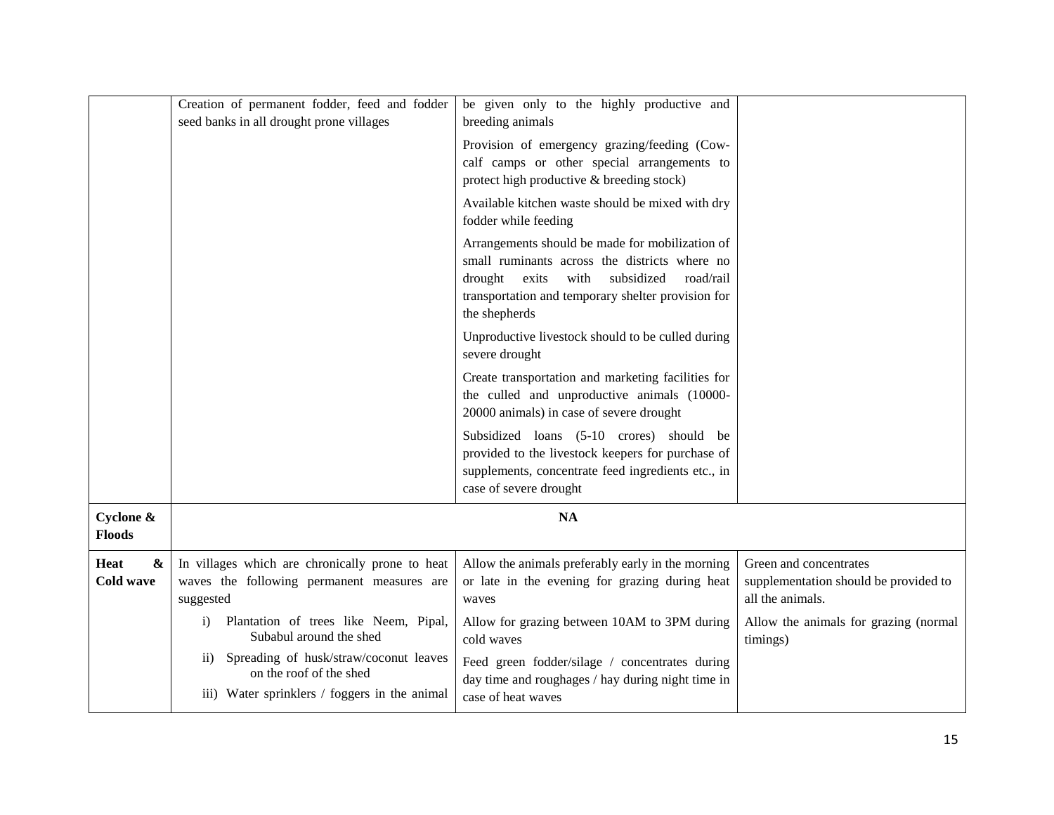| | | | |
|---|---|---|---|
| | Creation of permanent fodder, feed and fodder seed banks in all drought prone villages | be given only to the highly productive and breeding animals<br>Provision of emergency grazing/feeding (Cow-calf camps or other special arrangements to protect high productive & breeding stock)<br>Available kitchen waste should be mixed with dry fodder while feeding<br>Arrangements should be made for mobilization of small ruminants across the districts where no drought exits with subsidized road/rail transportation and temporary shelter provision for the shepherds<br>Unproductive livestock should to be culled during severe drought<br>Create transportation and marketing facilities for the culled and unproductive animals (10000-20000 animals) in case of severe drought<br>Subsidized loans (5-10 crores) should be provided to the livestock keepers for purchase of supplements, concentrate feed ingredients etc., in case of severe drought | |
| **Cyclone & Floods** | **NA** | | |
| **Heat & Cold wave** | In villages which are chronically prone to heat waves the following permanent measures are suggested<br>i) Plantation of trees like Neem, Pipal, Subabul around the shed<br>ii) Spreading of husk/straw/coconut leaves on the roof of the shed<br>iii) Water sprinklers / foggers in the animal | Allow the animals preferably early in the morning or late in the evening for grazing during heat waves<br>Allow for grazing between 10AM to 3PM during cold waves<br>Feed green fodder/silage / concentrates during day time and roughages / hay during night time in case of heat waves | Green and concentrates supplementation should be provided to all the animals.<br>Allow the animals for grazing (normal timings) |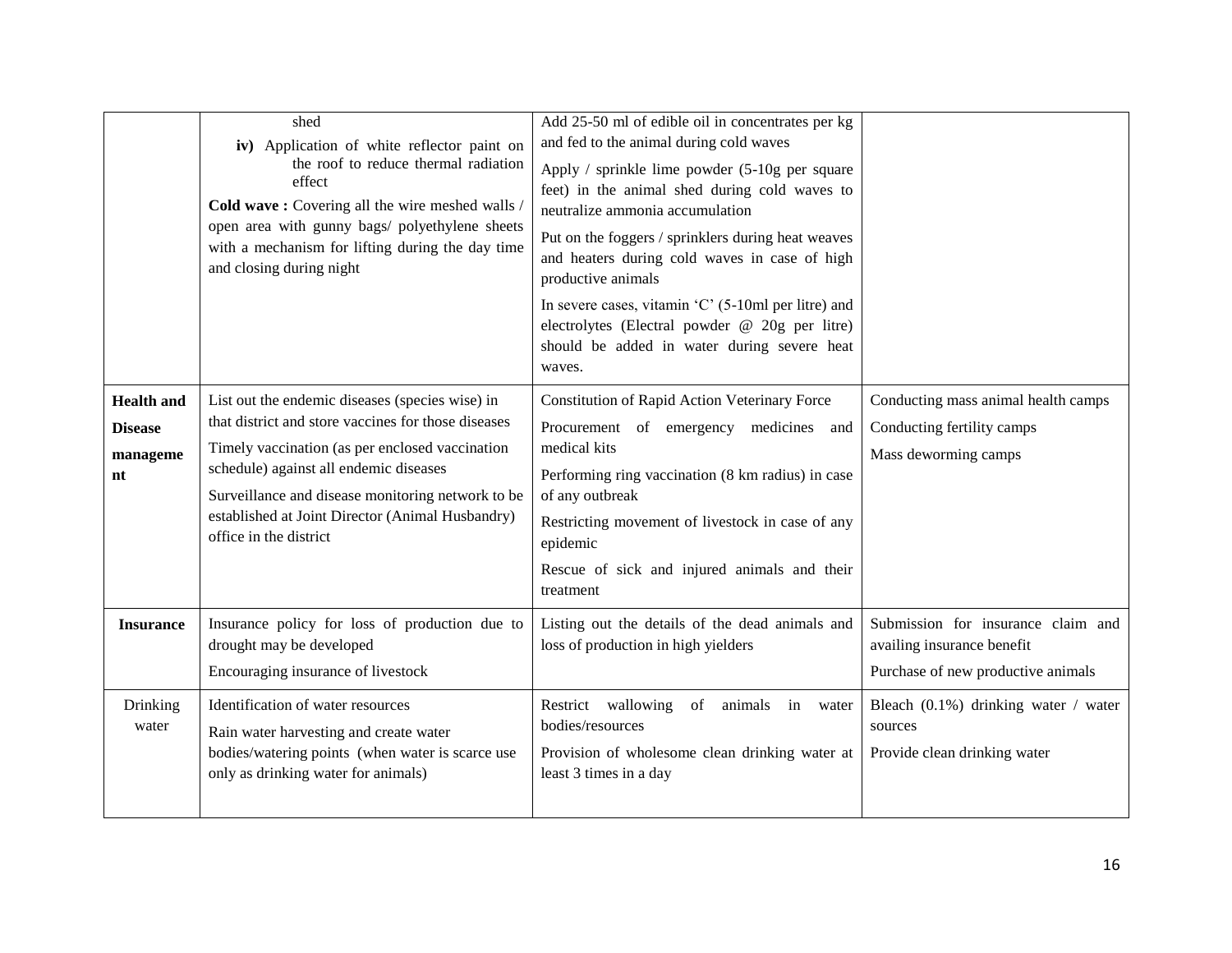| | | | |
|---|---|---|---|
| | shed<br>**iv)** Application of white reflector paint on the roof to reduce thermal radiation effect<br>**Cold wave :** Covering all the wire meshed walls / open area with gunny bags/ polyethylene sheets with a mechanism for lifting during the day time and closing during night | Add 25-50 ml of edible oil in concentrates per kg and fed to the animal during cold waves<br>Apply / sprinkle lime powder (5-10g per square feet) in the animal shed during cold waves to neutralize ammonia accumulation<br>Put on the foggers / sprinklers during heat weaves and heaters during cold waves in case of high productive animals<br>In severe cases, vitamin 'C' (5-10ml per litre) and electrolytes (Electral powder @ 20g per litre) should be added in water during severe heat waves. | |
| **Health and Disease management** | List out the endemic diseases (species wise) in that district and store vaccines for those diseases<br>Timely vaccination (as per enclosed vaccination schedule) against all endemic diseases<br>Surveillance and disease monitoring network to be established at Joint Director (Animal Husbandry) office in the district | Constitution of Rapid Action Veterinary Force<br>Procurement of emergency medicines and medical kits<br>Performing ring vaccination (8 km radius) in case of any outbreak<br>Restricting movement of livestock in case of any epidemic<br>Rescue of sick and injured animals and their treatment | Conducting mass animal health camps<br>Conducting fertility camps<br>Mass deworming camps |
| **Insurance** | Insurance policy for loss of production due to drought may be developed<br>Encouraging insurance of livestock | Listing out the details of the dead animals and loss of production in high yielders | Submission for insurance claim and availing insurance benefit<br>Purchase of new productive animals |
| Drinking water | Identification of water resources<br>Rain water harvesting and create water bodies/watering points (when water is scarce use only as drinking water for animals) | Restrict wallowing of animals in water bodies/resources<br>Provision of wholesome clean drinking water at least 3 times in a day | Bleach (0.1%) drinking water / water sources<br>Provide clean drinking water |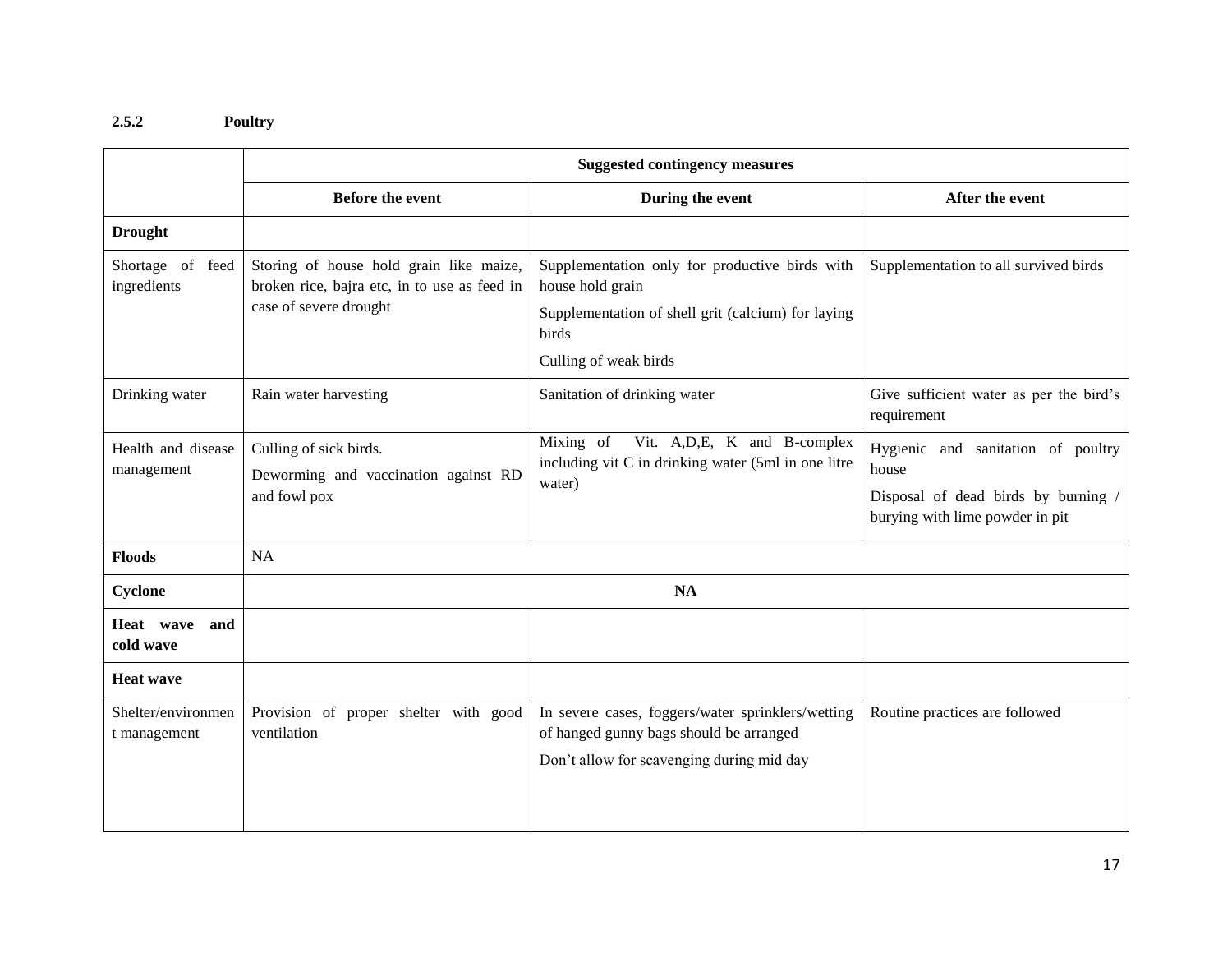### 2.5.2 Poultry

| | Suggested contingency measures | | |
|---|---|---|---|
| | **Before the event** | **During the event** | **After the event** |
| **Drought** | | | |
| Shortage of feed ingredients | Storing of house hold grain like maize, broken rice, bajra etc, in to use as feed in case of severe drought | Supplementation only for productive birds with house hold grain<br>Supplementation of shell grit (calcium) for laying birds<br>Culling of weak birds | Supplementation to all survived birds |
| Drinking water | Rain water harvesting | Sanitation of drinking water | Give sufficient water as per the bird's requirement |
| Health and disease management | Culling of sick birds.<br>Deworming and vaccination against RD and fowl pox | Mixing of Vit. A,D,E, K and B-complex including vit C in drinking water (5ml in one litre water) | Hygienic and sanitation of poultry house<br>Disposal of dead birds by burning / burying with lime powder in pit |
| **Floods** | NA | | |
| **Cyclone** | **NA** | | |
| **Heat wave and cold wave** | | | |
| **Heat wave** | | | |
| Shelter/environment management | Provision of proper shelter with good ventilation | In severe cases, foggers/water sprinklers/wetting of hanged gunny bags should be arranged<br>Don't allow for scavenging during mid day | Routine practices are followed |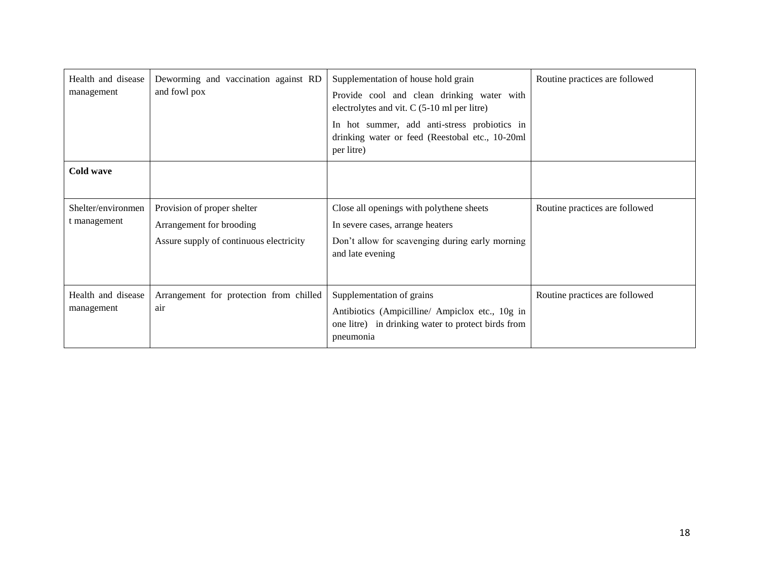| | | | |
|---|---|---|---|
| Health and disease management | Deworming and vaccination against RD and fowl pox | Supplementation of house hold grain<br>Provide cool and clean drinking water with electrolytes and vit. C (5-10 ml per litre)<br>In hot summer, add anti-stress probiotics in drinking water or feed (Reestobal etc., 10-20ml per litre) | Routine practices are followed |
| **Cold wave** | | | |
| Shelter/environment management | Provision of proper shelter<br>Arrangement for brooding<br>Assure supply of continuous electricity | Close all openings with polythene sheets<br>In severe cases, arrange heaters<br>Don't allow for scavenging during early morning and late evening | Routine practices are followed |
| Health and disease management | Arrangement for protection from chilled air | Supplementation of grains<br>Antibiotics (Ampicilline/ Ampiclox etc., 10g in one litre) in drinking water to protect birds from pneumonia | Routine practices are followed |